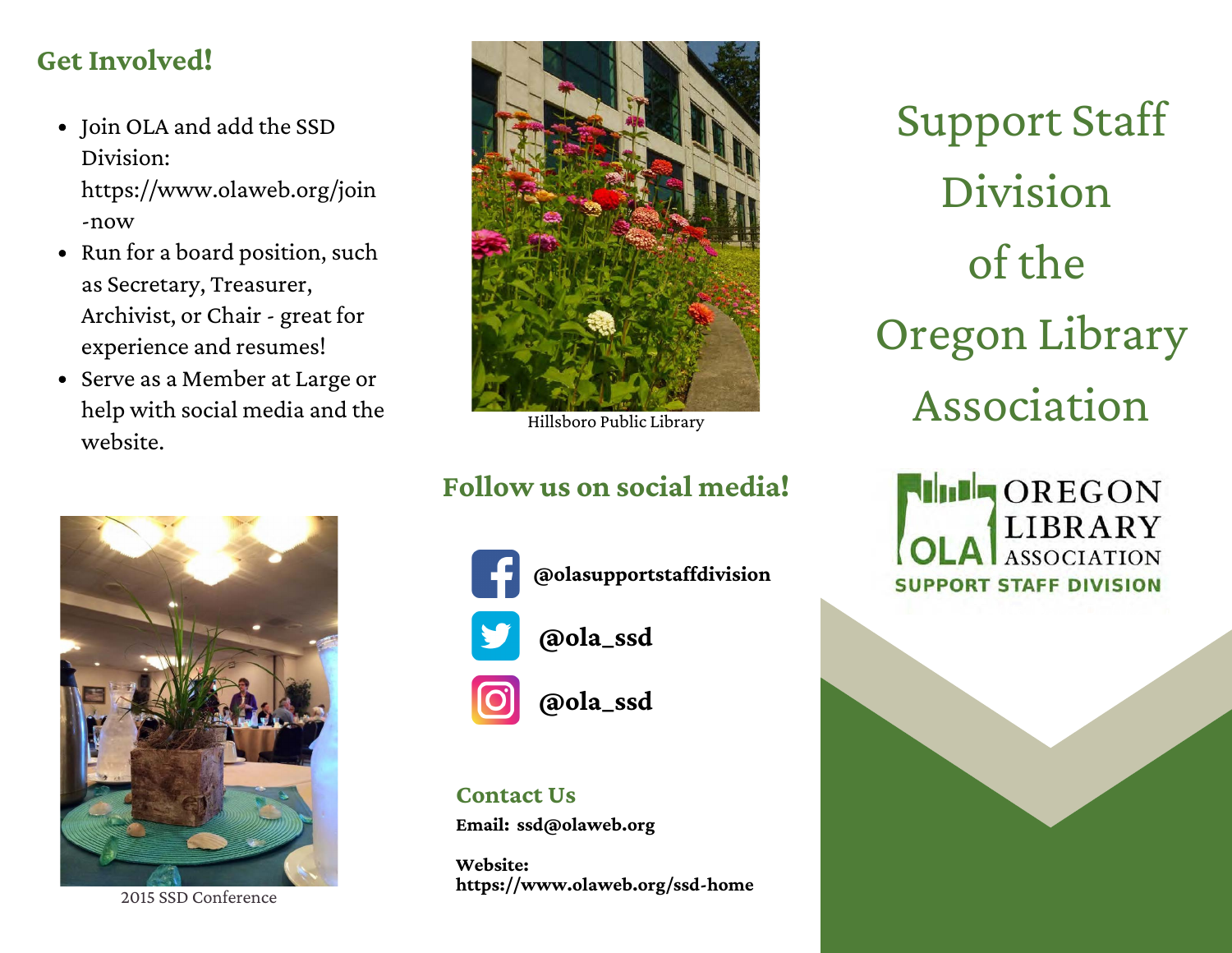## Get Involved!

- Join OLA and add the SSD Division: https://www.olaweb.org/join-now
- Run for a board position, such as Secretary, Treasurer, Archivist, or Chair - great for experience and resumes!
- Serve as a Member at Large or help with social media and the website.

2015 SSD Conference

Hillsboro Public Library

## Follow us on social media!

**@olasupportstaffdivision**

**@ola_ssd**

**@ola_ssd**

## Contact Us

**Email: ssd@olaweb.org**

**Website: https://www.olaweb.org/ssd-home**

# Support Staff Division of the Oregon Library Association

OLA OREGON LIBRARY ASSOCIATION SUPPORT STAFF DIVISION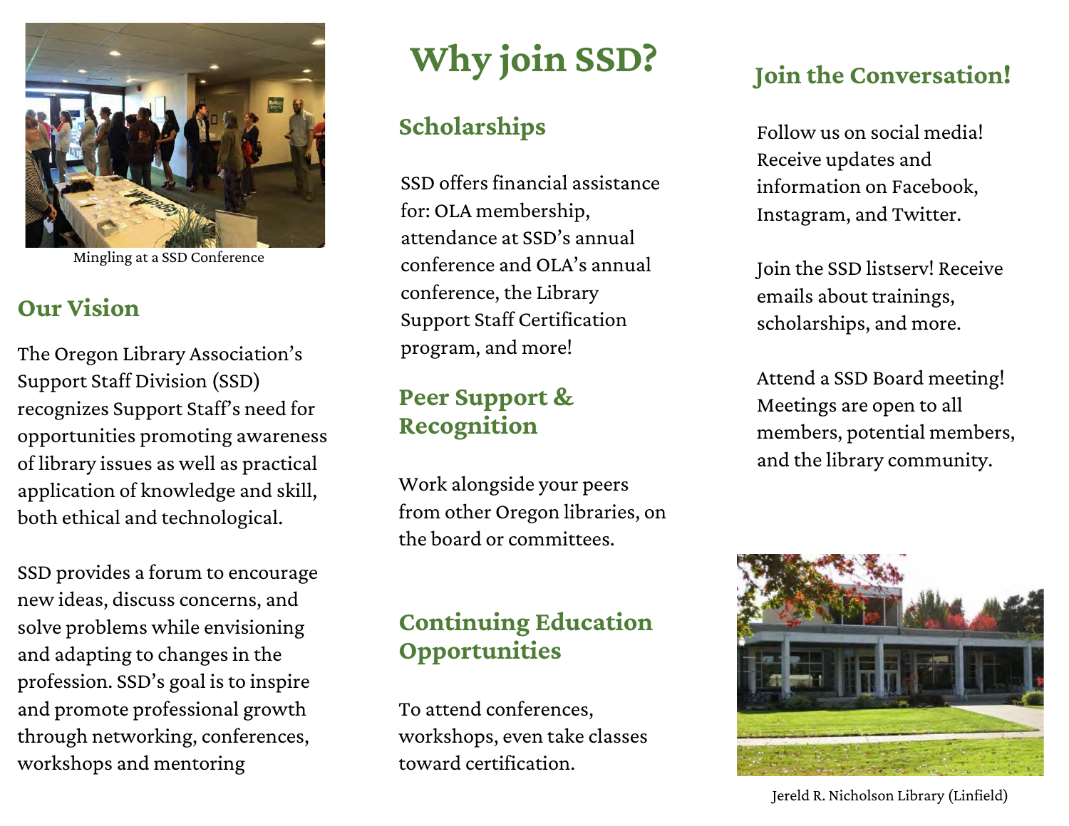Mingling at a SSD Conference

## Our Vision

The Oregon Library Association's Support Staff Division (SSD) recognizes Support Staff's need for opportunities promoting awareness of library issues as well as practical application of knowledge and skill, both ethical and technological.

SSD provides a forum to encourage new ideas, discuss concerns, and solve problems while envisioning and adapting to changes in the profession. SSD's goal is to inspire and promote professional growth through networking, conferences, workshops and mentoring

# Why join SSD?

## Scholarships

SSD offers financial assistance for: OLA membership, attendance at SSD's annual conference and OLA's annual conference, the Library Support Staff Certification program, and more!

## Peer Support & Recognition

Work alongside your peers from other Oregon libraries, on the board or committees.

## Continuing Education Opportunities

To attend conferences, workshops, even take classes toward certification.

## Join the Conversation!

Follow us on social media! Receive updates and information on Facebook, Instagram, and Twitter.

Join the SSD listserv! Receive emails about trainings, scholarships, and more.

Attend a SSD Board meeting! Meetings are open to all members, potential members, and the library community.

Jereld R. Nicholson Library (Linfield)